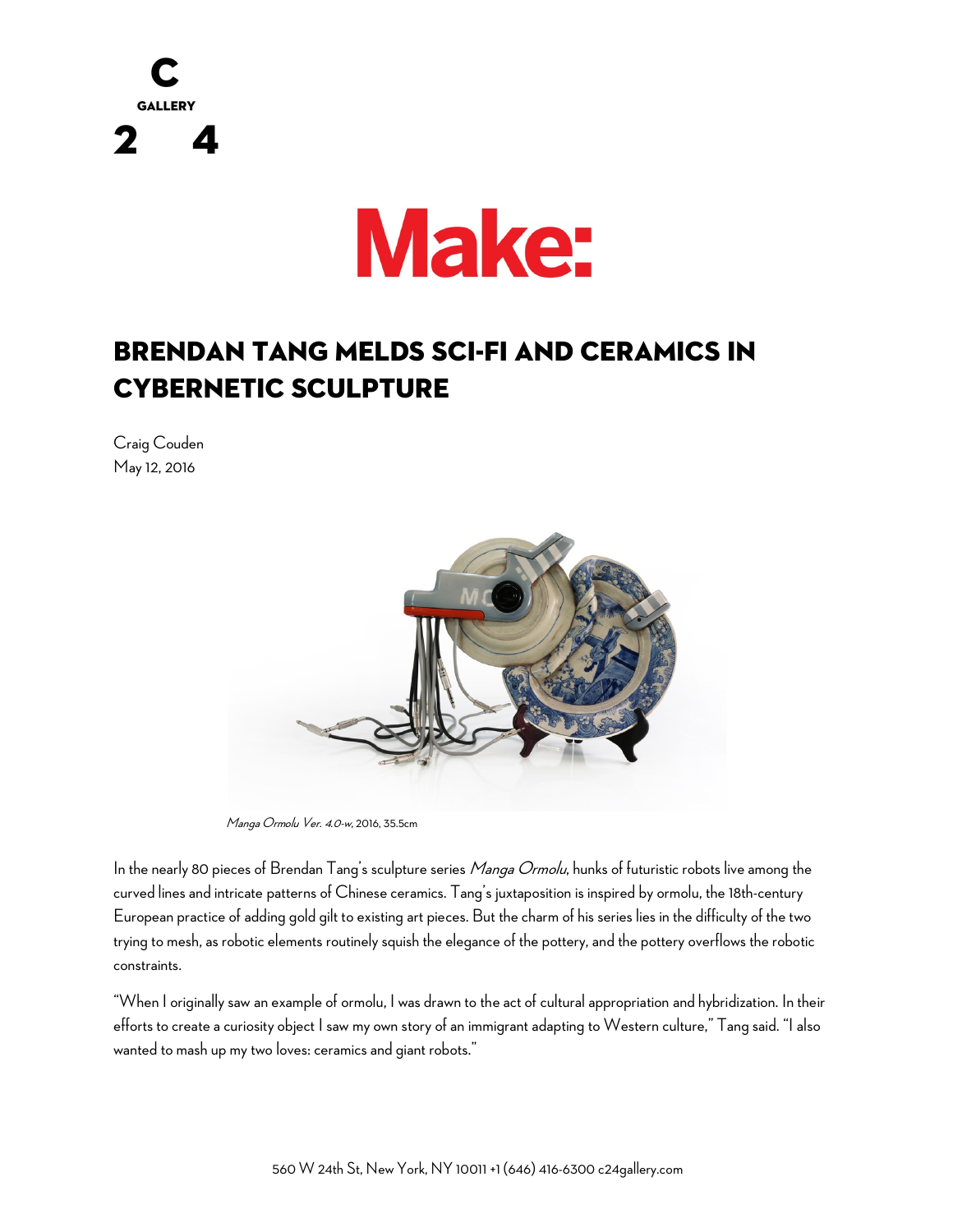# BRENDAN TANG MELDS SCI-FI AND CERAMICS IN CYBERNETIC SCULPTURE

Craig Couden
May 12, 2016

*Manga Ormolu Ver. 4.0-w*, 2016, 35.5cm

In the nearly 80 pieces of Brendan Tang's sculpture series *Manga Ormolu*, hunks of futuristic robots live among the curved lines and intricate patterns of Chinese ceramics. Tang's juxtaposition is inspired by ormolu, the 18th-century European practice of adding gold gilt to existing art pieces. But the charm of his series lies in the difficulty of the two trying to mesh, as robotic elements routinely squish the elegance of the pottery, and the pottery overflows the robotic constraints.

"When I originally saw an example of ormolu, I was drawn to the act of cultural appropriation and hybridization. In their efforts to create a curiosity object I saw my own story of an immigrant adapting to Western culture," Tang said. "I also wanted to mash up my two loves: ceramics and giant robots."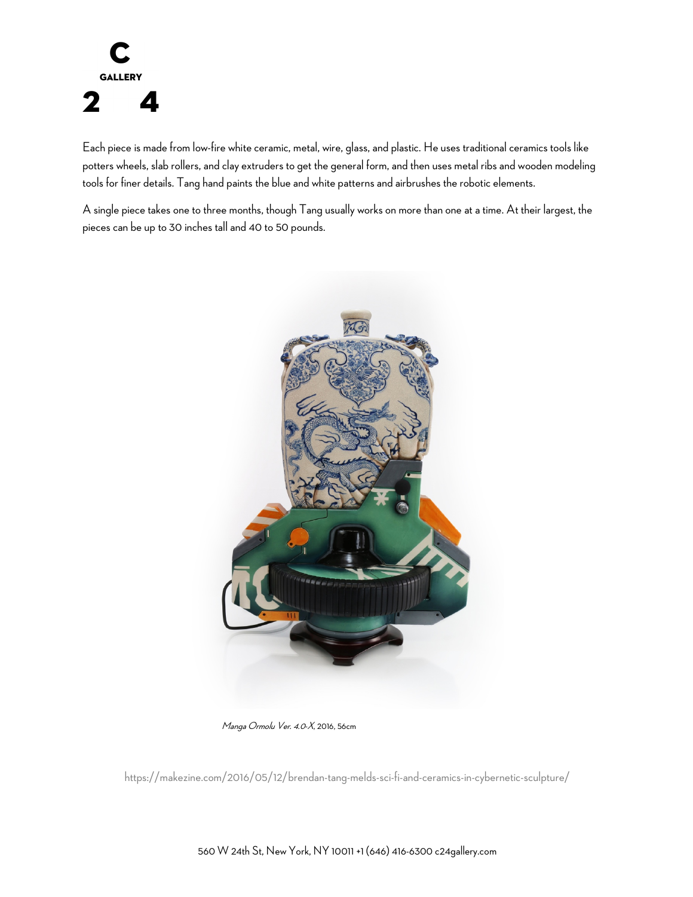Each piece is made from low-fire white ceramic, metal, wire, glass, and plastic. He uses traditional ceramics tools like potters wheels, slab rollers, and clay extruders to get the general form, and then uses metal ribs and wooden modeling tools for finer details. Tang hand paints the blue and white patterns and airbrushes the robotic elements.

A single piece takes one to three months, though Tang usually works on more than one at a time. At their largest, the pieces can be up to 30 inches tall and 40 to 50 pounds.

*Manga Ormolu Ver. 4.0-X*, 2016, 56cm

https://makezine.com/2016/05/12/brendan-tang-melds-sci-fi-and-ceramics-in-cybernetic-sculpture/